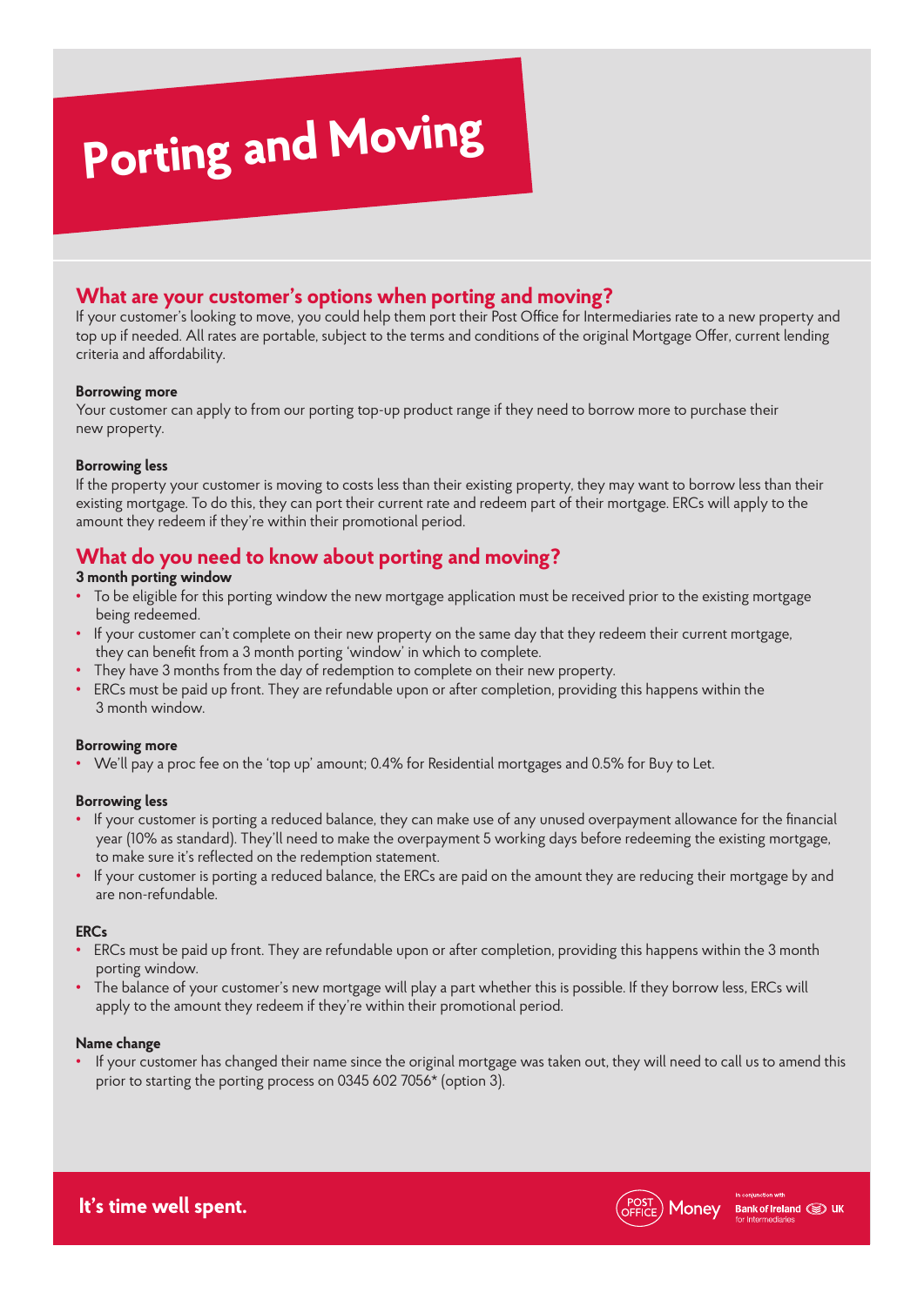# Porting and Moving

## What are your customer's options when porting and moving?

If your customer's looking to move, you could help them port their Post Office for Intermediaries rate to a new property and top up if needed. All rates are portable, subject to the terms and conditions of the original Mortgage Offer, current lending criteria and affordability.

**Borrowing more**

Your customer can apply to from our porting top-up product range if they need to borrow more to purchase their new property.

**Borrowing less**

If the property your customer is moving to costs less than their existing property, they may want to borrow less than their existing mortgage. To do this, they can port their current rate and redeem part of their mortgage. ERCs will apply to the amount they redeem if they're within their promotional period.

## What do you need to know about porting and moving?

**3 month porting window**

- To be eligible for this porting window the new mortgage application must be received prior to the existing mortgage being redeemed.
- If your customer can't complete on their new property on the same day that they redeem their current mortgage, they can benefit from a 3 month porting 'window' in which to complete.
- They have 3 months from the day of redemption to complete on their new property.
- ERCs must be paid up front. They are refundable upon or after completion, providing this happens within the 3 month window.

**Borrowing more**

- We'll pay a proc fee on the 'top up' amount; 0.4% for Residential mortgages and 0.5% for Buy to Let.

**Borrowing less**

- If your customer is porting a reduced balance, they can make use of any unused overpayment allowance for the financial year (10% as standard). They'll need to make the overpayment 5 working days before redeeming the existing mortgage, to make sure it's reflected on the redemption statement.
- If your customer is porting a reduced balance, the ERCs are paid on the amount they are reducing their mortgage by and are non-refundable.

**ERCs**

- ERCs must be paid up front. They are refundable upon or after completion, providing this happens within the 3 month porting window.
- The balance of your customer's new mortgage will play a part whether this is possible. If they borrow less, ERCs will apply to the amount they redeem if they're within their promotional period.

**Name change**

- If your customer has changed their name since the original mortgage was taken out, they will need to call us to amend this prior to starting the porting process on 0345 602 7056* (option 3).

It's time well spent.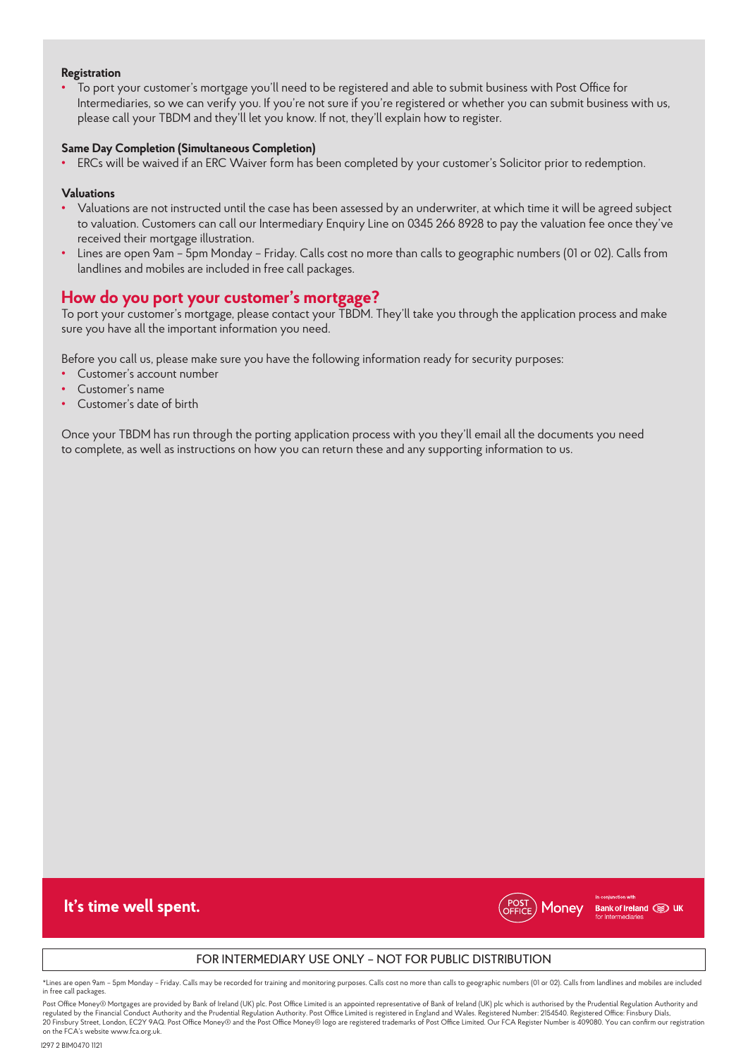**Registration**

- To port your customer's mortgage you'll need to be registered and able to submit business with Post Office for Intermediaries, so we can verify you. If you're not sure if you're registered or whether you can submit business with us, please call your TBDM and they'll let you know. If not, they'll explain how to register.

**Same Day Completion (Simultaneous Completion)**

- ERCs will be waived if an ERC Waiver form has been completed by your customer's Solicitor prior to redemption.

**Valuations**

- Valuations are not instructed until the case has been assessed by an underwriter, at which time it will be agreed subject to valuation. Customers can call our Intermediary Enquiry Line on 0345 266 8928 to pay the valuation fee once they've received their mortgage illustration.
- Lines are open 9am – 5pm Monday – Friday. Calls cost no more than calls to geographic numbers (01 or 02). Calls from landlines and mobiles are included in free call packages.

## How do you port your customer's mortgage?

To port your customer's mortgage, please contact your TBDM. They'll take you through the application process and make sure you have all the important information you need.

Before you call us, please make sure you have the following information ready for security purposes:

- Customer's account number
- Customer's name
- Customer's date of birth

Once your TBDM has run through the porting application process with you they'll email all the documents you need to complete, as well as instructions on how you can return these and any supporting information to us.

**It's time well spent.**

POST OFFICE Money

In conjunction with Bank of Ireland UK for Intermediaries

FOR INTERMEDIARY USE ONLY – NOT FOR PUBLIC DISTRIBUTION

*Lines are open 9am – 5pm Monday – Friday. Calls may be recorded for training and monitoring purposes. Calls cost no more than calls to geographic numbers (01 or 02). Calls from landlines and mobiles are included in free call packages.

Post Office Money® Mortgages are provided by Bank of Ireland (UK) plc. Post Office Limited is an appointed representative of Bank of Ireland (UK) plc which is authorised by the Prudential Regulation Authority and regulated by the Financial Conduct Authority and the Prudential Regulation Authority. Post Office Limited is registered in England and Wales. Registered Number: 2154540. Registered Office: Finsbury Dials, 20 Finsbury Street, London, EC2Y 9AQ. Post Office Money® and the Post Office Money® logo are registered trademarks of Post Office Limited. Our FCA Register Number is 409080. You can confirm our registration on the FCA's website www.fca.org.uk.

I297 2 BIM0470 1121